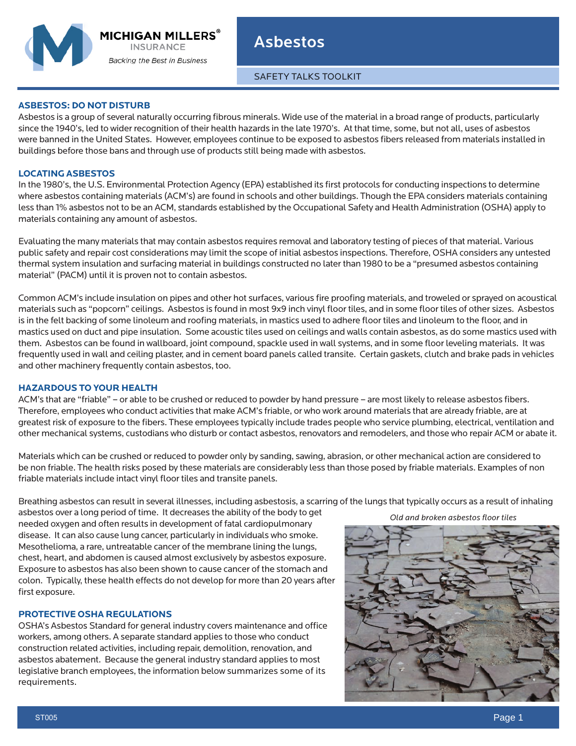MICHIGAN MILLERS® INSURANCE

*Backing the Best in Business*

# Asbestos

SAFETY TALKS TOOLKIT

## ASBESTOS: DO NOT DISTURB

Asbestos is a group of several naturally occurring fibrous minerals. Wide use of the material in a broad range of products, particularly since the 1940's, led to wider recognition of their health hazards in the late 1970's. At that time, some, but not all, uses of asbestos were banned in the United States. However, employees continue to be exposed to asbestos fibers released from materials installed in buildings before those bans and through use of products still being made with asbestos.

## LOCATING ASBESTOS

In the 1980's, the U.S. Environmental Protection Agency (EPA) established its first protocols for conducting inspections to determine where asbestos containing materials (ACM's) are found in schools and other buildings. Though the EPA considers materials containing less than 1% asbestos not to be an ACM, standards established by the Occupational Safety and Health Administration (OSHA) apply to materials containing any amount of asbestos.

Evaluating the many materials that may contain asbestos requires removal and laboratory testing of pieces of that material. Various public safety and repair cost considerations may limit the scope of initial asbestos inspections. Therefore, OSHA considers any untested thermal system insulation and surfacing material in buildings constructed no later than 1980 to be a "presumed asbestos containing material" (PACM) until it is proven not to contain asbestos.

Common ACM's include insulation on pipes and other hot surfaces, various fire proofing materials, and troweled or sprayed on acoustical materials such as "popcorn" ceilings. Asbestos is found in most 9x9 inch vinyl floor tiles, and in some floor tiles of other sizes. Asbestos is in the felt backing of some linoleum and roofing materials, in mastics used to adhere floor tiles and linoleum to the floor, and in mastics used on duct and pipe insulation. Some acoustic tiles used on ceilings and walls contain asbestos, as do some mastics used with them. Asbestos can be found in wallboard, joint compound, spackle used in wall systems, and in some floor leveling materials. It was frequently used in wall and ceiling plaster, and in cement board panels called transite. Certain gaskets, clutch and brake pads in vehicles and other machinery frequently contain asbestos, too.

## HAZARDOUS TO YOUR HEALTH

ACM's that are "friable" – or able to be crushed or reduced to powder by hand pressure – are most likely to release asbestos fibers. Therefore, employees who conduct activities that make ACM's friable, or who work around materials that are already friable, are at greatest risk of exposure to the fibers. These employees typically include trades people who service plumbing, electrical, ventilation and other mechanical systems, custodians who disturb or contact asbestos, renovators and remodelers, and those who repair ACM or abate it.

Materials which can be crushed or reduced to powder only by sanding, sawing, abrasion, or other mechanical action are considered to be non friable. The health risks posed by these materials are considerably less than those posed by friable materials. Examples of non friable materials include intact vinyl floor tiles and transite panels.

Breathing asbestos can result in several illnesses, including asbestosis, a scarring of the lungs that typically occurs as a result of inhaling asbestos over a long period of time. It decreases the ability of the body to get needed oxygen and often results in development of fatal cardiopulmonary disease. It can also cause lung cancer, particularly in individuals who smoke. Mesothelioma, a rare, untreatable cancer of the membrane lining the lungs, chest, heart, and abdomen is caused almost exclusively by asbestos exposure. Exposure to asbestos has also been shown to cause cancer of the stomach and colon. Typically, these health effects do not develop for more than 20 years after first exposure.

*Old and broken asbestos floor tiles*

## PROTECTIVE OSHA REGULATIONS

OSHA's Asbestos Standard for general industry covers maintenance and office workers, among others. A separate standard applies to those who conduct construction related activities, including repair, demolition, renovation, and asbestos abatement. Because the general industry standard applies to most legislative branch employees, the information below summarizes some of its requirements.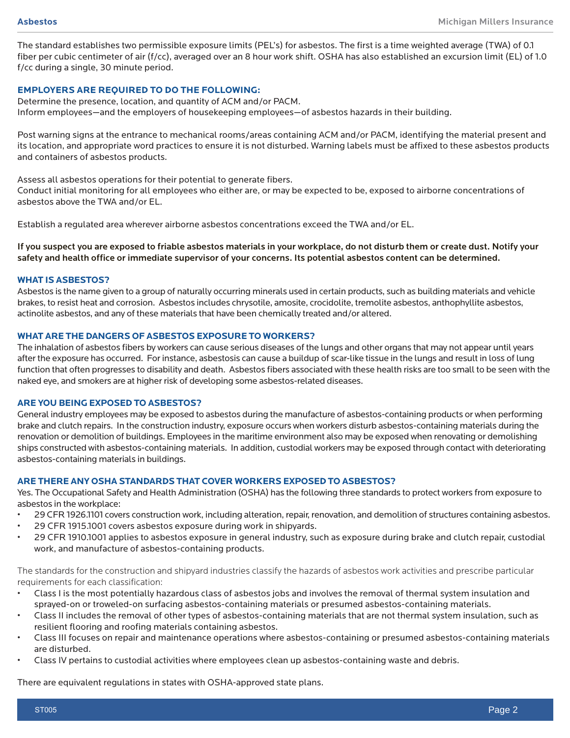The standard establishes two permissible exposure limits (PEL's) for asbestos. The first is a time weighted average (TWA) of 0.1 fiber per cubic centimeter of air (f/cc), averaged over an 8 hour work shift. OSHA has also established an excursion limit (EL) of 1.0 f/cc during a single, 30 minute period.

## EMPLOYERS ARE REQUIRED TO DO THE FOLLOWING:

Determine the presence, location, and quantity of ACM and/or PACM.
Inform employees—and the employers of housekeeping employees—of asbestos hazards in their building.

Post warning signs at the entrance to mechanical rooms/areas containing ACM and/or PACM, identifying the material present and its location, and appropriate word practices to ensure it is not disturbed. Warning labels must be affixed to these asbestos products and containers of asbestos products.

Assess all asbestos operations for their potential to generate fibers.
Conduct initial monitoring for all employees who either are, or may be expected to be, exposed to airborne concentrations of asbestos above the TWA and/or EL.

Establish a regulated area wherever airborne asbestos concentrations exceed the TWA and/or EL.

**If you suspect you are exposed to friable asbestos materials in your workplace, do not disturb them or create dust. Notify your safety and health office or immediate supervisor of your concerns. Its potential asbestos content can be determined.**

## WHAT IS ASBESTOS?

Asbestos is the name given to a group of naturally occurring minerals used in certain products, such as building materials and vehicle brakes, to resist heat and corrosion. Asbestos includes chrysotile, amosite, crocidolite, tremolite asbestos, anthophyllite asbestos, actinolite asbestos, and any of these materials that have been chemically treated and/or altered.

## WHAT ARE THE DANGERS OF ASBESTOS EXPOSURE TO WORKERS?

The inhalation of asbestos fibers by workers can cause serious diseases of the lungs and other organs that may not appear until years after the exposure has occurred. For instance, asbestosis can cause a buildup of scar-like tissue in the lungs and result in loss of lung function that often progresses to disability and death. Asbestos fibers associated with these health risks are too small to be seen with the naked eye, and smokers are at higher risk of developing some asbestos-related diseases.

## ARE YOU BEING EXPOSED TO ASBESTOS?

General industry employees may be exposed to asbestos during the manufacture of asbestos-containing products or when performing brake and clutch repairs. In the construction industry, exposure occurs when workers disturb asbestos-containing materials during the renovation or demolition of buildings. Employees in the maritime environment also may be exposed when renovating or demolishing ships constructed with asbestos-containing materials. In addition, custodial workers may be exposed through contact with deteriorating asbestos-containing materials in buildings.

## ARE THERE ANY OSHA STANDARDS THAT COVER WORKERS EXPOSED TO ASBESTOS?

Yes. The Occupational Safety and Health Administration (OSHA) has the following three standards to protect workers from exposure to asbestos in the workplace:

- 29 CFR 1926.1101 covers construction work, including alteration, repair, renovation, and demolition of structures containing asbestos.
- 29 CFR 1915.1001 covers asbestos exposure during work in shipyards.
- 29 CFR 1910.1001 applies to asbestos exposure in general industry, such as exposure during brake and clutch repair, custodial work, and manufacture of asbestos-containing products.

The standards for the construction and shipyard industries classify the hazards of asbestos work activities and prescribe particular requirements for each classification:

- Class I is the most potentially hazardous class of asbestos jobs and involves the removal of thermal system insulation and sprayed-on or troweled-on surfacing asbestos-containing materials or presumed asbestos-containing materials.
- Class II includes the removal of other types of asbestos-containing materials that are not thermal system insulation, such as resilient flooring and roofing materials containing asbestos.
- Class III focuses on repair and maintenance operations where asbestos-containing or presumed asbestos-containing materials are disturbed.
- Class IV pertains to custodial activities where employees clean up asbestos-containing waste and debris.

There are equivalent regulations in states with OSHA-approved state plans.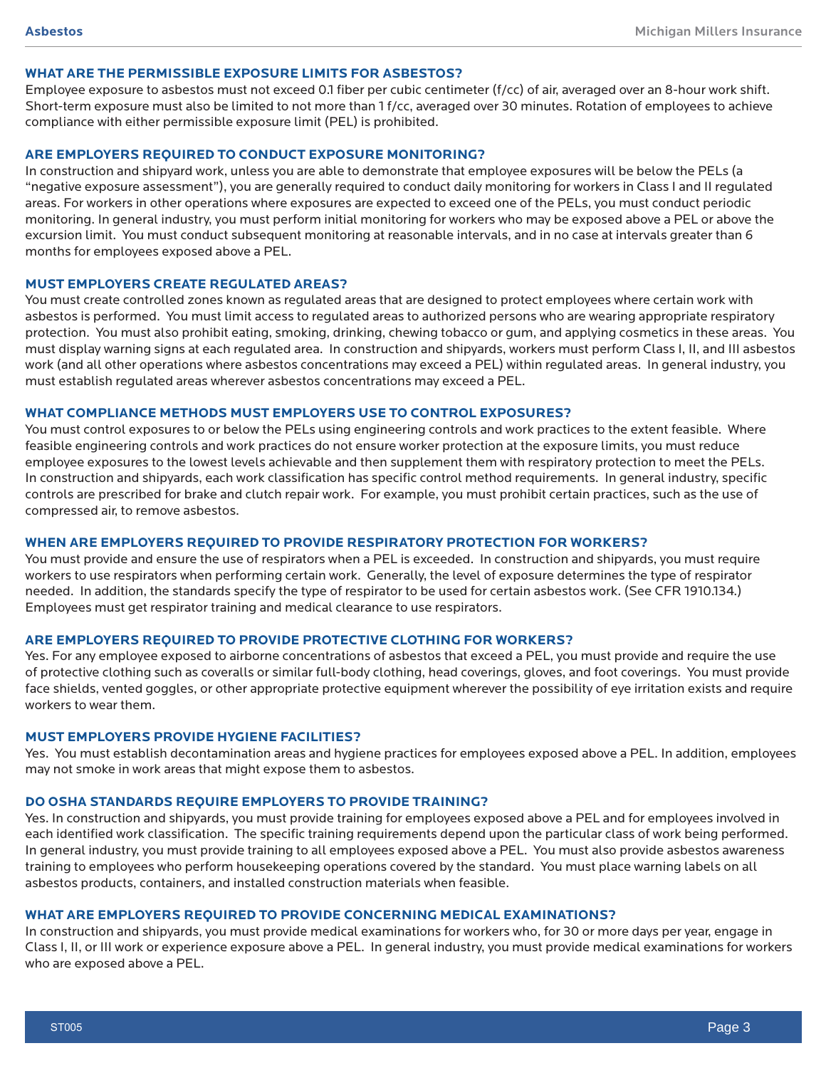## WHAT ARE THE PERMISSIBLE EXPOSURE LIMITS FOR ASBESTOS?

Employee exposure to asbestos must not exceed 0.1 fiber per cubic centimeter (f/cc) of air, averaged over an 8-hour work shift. Short-term exposure must also be limited to not more than 1 f/cc, averaged over 30 minutes. Rotation of employees to achieve compliance with either permissible exposure limit (PEL) is prohibited.

## ARE EMPLOYERS REQUIRED TO CONDUCT EXPOSURE MONITORING?

In construction and shipyard work, unless you are able to demonstrate that employee exposures will be below the PELs (a "negative exposure assessment"), you are generally required to conduct daily monitoring for workers in Class I and II regulated areas. For workers in other operations where exposures are expected to exceed one of the PELs, you must conduct periodic monitoring. In general industry, you must perform initial monitoring for workers who may be exposed above a PEL or above the excursion limit. You must conduct subsequent monitoring at reasonable intervals, and in no case at intervals greater than 6 months for employees exposed above a PEL.

## MUST EMPLOYERS CREATE REGULATED AREAS?

You must create controlled zones known as regulated areas that are designed to protect employees where certain work with asbestos is performed. You must limit access to regulated areas to authorized persons who are wearing appropriate respiratory protection. You must also prohibit eating, smoking, drinking, chewing tobacco or gum, and applying cosmetics in these areas. You must display warning signs at each regulated area. In construction and shipyards, workers must perform Class I, II, and III asbestos work (and all other operations where asbestos concentrations may exceed a PEL) within regulated areas. In general industry, you must establish regulated areas wherever asbestos concentrations may exceed a PEL.

## WHAT COMPLIANCE METHODS MUST EMPLOYERS USE TO CONTROL EXPOSURES?

You must control exposures to or below the PELs using engineering controls and work practices to the extent feasible. Where feasible engineering controls and work practices do not ensure worker protection at the exposure limits, you must reduce employee exposures to the lowest levels achievable and then supplement them with respiratory protection to meet the PELs. In construction and shipyards, each work classification has specific control method requirements. In general industry, specific controls are prescribed for brake and clutch repair work. For example, you must prohibit certain practices, such as the use of compressed air, to remove asbestos.

## WHEN ARE EMPLOYERS REQUIRED TO PROVIDE RESPIRATORY PROTECTION FOR WORKERS?

You must provide and ensure the use of respirators when a PEL is exceeded. In construction and shipyards, you must require workers to use respirators when performing certain work. Generally, the level of exposure determines the type of respirator needed. In addition, the standards specify the type of respirator to be used for certain asbestos work. (See CFR 1910.134.) Employees must get respirator training and medical clearance to use respirators.

## ARE EMPLOYERS REQUIRED TO PROVIDE PROTECTIVE CLOTHING FOR WORKERS?

Yes. For any employee exposed to airborne concentrations of asbestos that exceed a PEL, you must provide and require the use of protective clothing such as coveralls or similar full-body clothing, head coverings, gloves, and foot coverings. You must provide face shields, vented goggles, or other appropriate protective equipment wherever the possibility of eye irritation exists and require workers to wear them.

## MUST EMPLOYERS PROVIDE HYGIENE FACILITIES?

Yes. You must establish decontamination areas and hygiene practices for employees exposed above a PEL. In addition, employees may not smoke in work areas that might expose them to asbestos.

## DO OSHA STANDARDS REQUIRE EMPLOYERS TO PROVIDE TRAINING?

Yes. In construction and shipyards, you must provide training for employees exposed above a PEL and for employees involved in each identified work classification. The specific training requirements depend upon the particular class of work being performed. In general industry, you must provide training to all employees exposed above a PEL. You must also provide asbestos awareness training to employees who perform housekeeping operations covered by the standard. You must place warning labels on all asbestos products, containers, and installed construction materials when feasible.

## WHAT ARE EMPLOYERS REQUIRED TO PROVIDE CONCERNING MEDICAL EXAMINATIONS?

In construction and shipyards, you must provide medical examinations for workers who, for 30 or more days per year, engage in Class I, II, or III work or experience exposure above a PEL. In general industry, you must provide medical examinations for workers who are exposed above a PEL.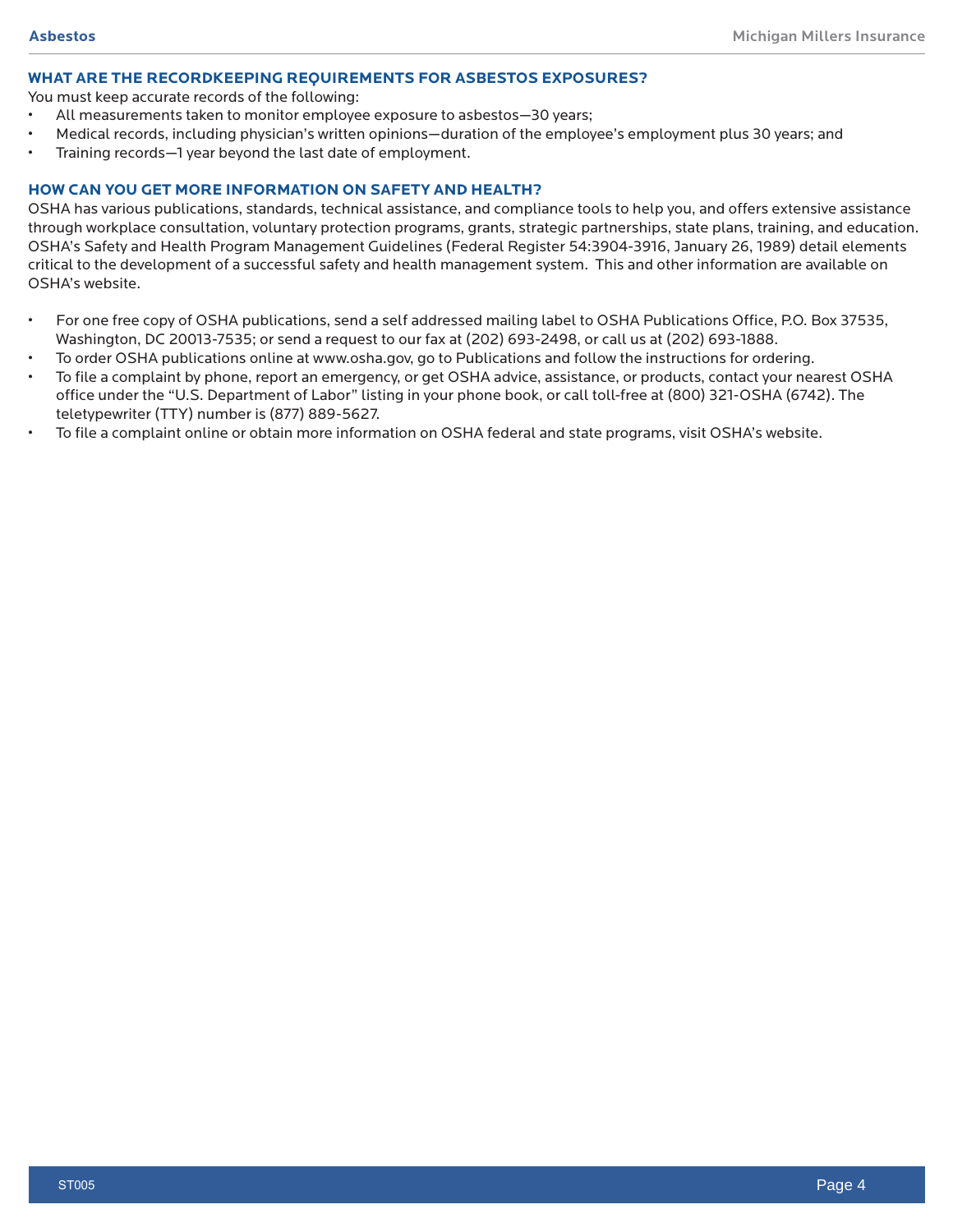### WHAT ARE THE RECORDKEEPING REQUIREMENTS FOR ASBESTOS EXPOSURES?

You must keep accurate records of the following:

- All measurements taken to monitor employee exposure to asbestos—30 years;
- Medical records, including physician's written opinions—duration of the employee's employment plus 30 years; and
- Training records—1 year beyond the last date of employment.

### HOW CAN YOU GET MORE INFORMATION ON SAFETY AND HEALTH?

OSHA has various publications, standards, technical assistance, and compliance tools to help you, and offers extensive assistance through workplace consultation, voluntary protection programs, grants, strategic partnerships, state plans, training, and education. OSHA's Safety and Health Program Management Guidelines (Federal Register 54:3904-3916, January 26, 1989) detail elements critical to the development of a successful safety and health management system. This and other information are available on OSHA's website.

- For one free copy of OSHA publications, send a self addressed mailing label to OSHA Publications Office, P.O. Box 37535, Washington, DC 20013-7535; or send a request to our fax at (202) 693-2498, or call us at (202) 693-1888.
- To order OSHA publications online at www.osha.gov, go to Publications and follow the instructions for ordering.
- To file a complaint by phone, report an emergency, or get OSHA advice, assistance, or products, contact your nearest OSHA office under the "U.S. Department of Labor" listing in your phone book, or call toll-free at (800) 321-OSHA (6742). The teletypewriter (TTY) number is (877) 889-5627.
- To file a complaint online or obtain more information on OSHA federal and state programs, visit OSHA's website.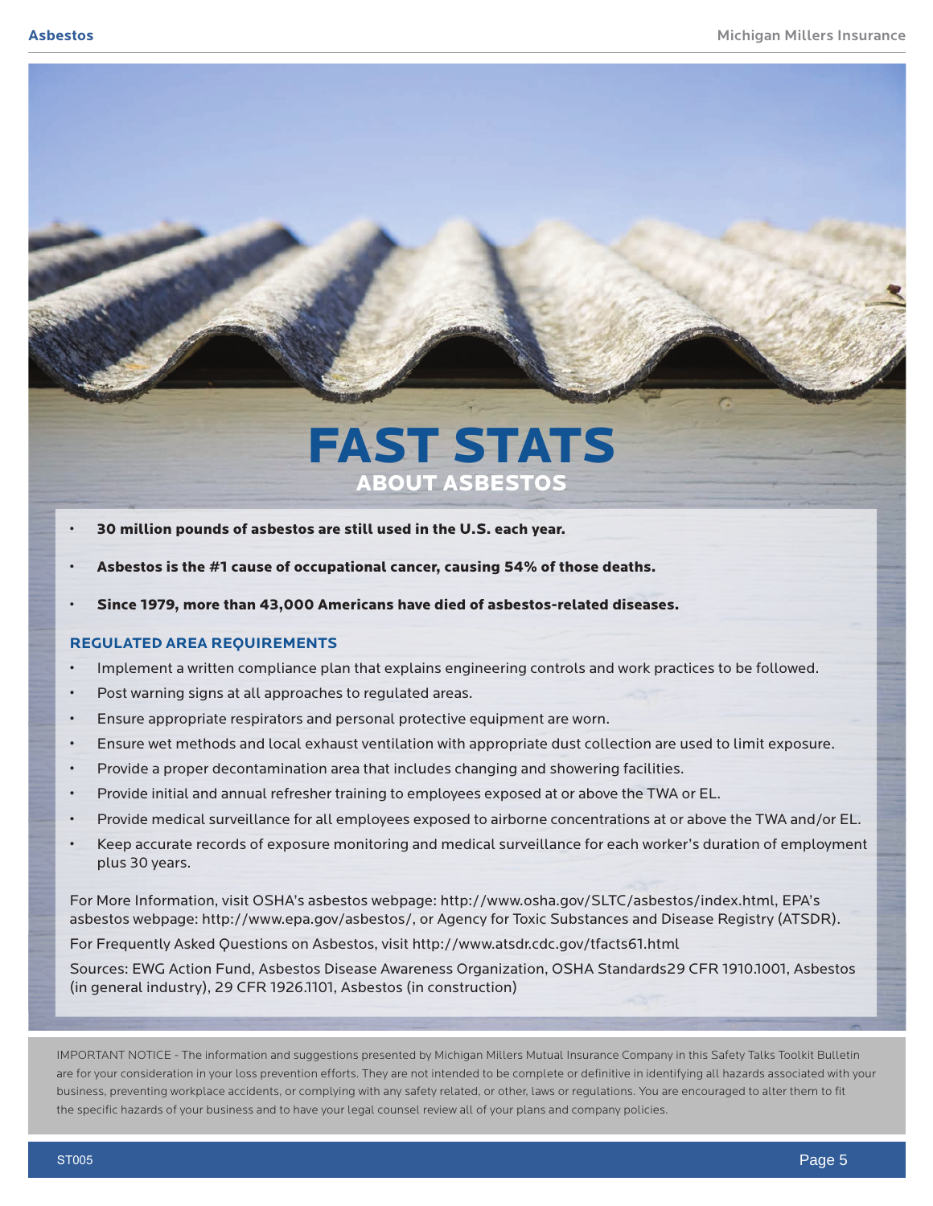# FAST STATS

## ABOUT ASBESTOS

- **30 million pounds of asbestos are still used in the U.S. each year.**
- **Asbestos is the #1 cause of occupational cancer, causing 54% of those deaths.**
- **Since 1979, more than 43,000 Americans have died of asbestos-related diseases.**

### REGULATED AREA REQUIREMENTS

- Implement a written compliance plan that explains engineering controls and work practices to be followed.
- Post warning signs at all approaches to regulated areas.
- Ensure appropriate respirators and personal protective equipment are worn.
- Ensure wet methods and local exhaust ventilation with appropriate dust collection are used to limit exposure.
- Provide a proper decontamination area that includes changing and showering facilities.
- Provide initial and annual refresher training to employees exposed at or above the TWA or EL.
- Provide medical surveillance for all employees exposed to airborne concentrations at or above the TWA and/or EL.
- Keep accurate records of exposure monitoring and medical surveillance for each worker's duration of employment plus 30 years.

For More Information, visit OSHA's asbestos webpage: http://www.osha.gov/SLTC/asbestos/index.html, EPA's asbestos webpage: http://www.epa.gov/asbestos/, or Agency for Toxic Substances and Disease Registry (ATSDR).

For Frequently Asked Questions on Asbestos, visit http://www.atsdr.cdc.gov/tfacts61.html

Sources: EWG Action Fund, Asbestos Disease Awareness Organization, OSHA Standards29 CFR 1910.1001, Asbestos (in general industry), 29 CFR 1926.1101, Asbestos (in construction)

IMPORTANT NOTICE - The information and suggestions presented by Michigan Millers Mutual Insurance Company in this Safety Talks Toolkit Bulletin are for your consideration in your loss prevention efforts. They are not intended to be complete or definitive in identifying all hazards associated with your business, preventing workplace accidents, or complying with any safety related, or other, laws or regulations. You are encouraged to alter them to fit the specific hazards of your business and to have your legal counsel review all of your plans and company policies.